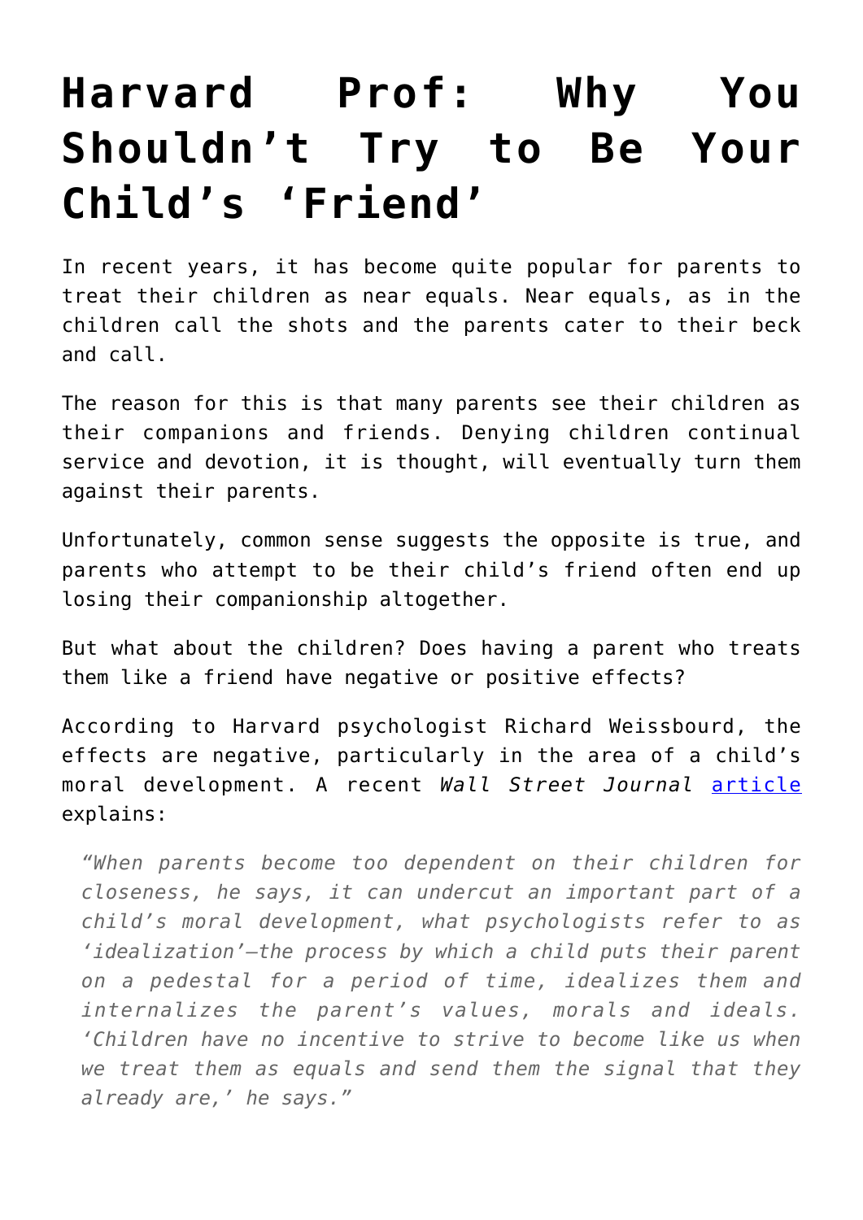# Harvard Prof: Why You Shouldn't Try to Be Your Child's 'Friend'

In recent years, it has become quite popular for parents to treat their children as near equals. Near equals, as in the children call the shots and the parents cater to their beck and call.

The reason for this is that many parents see their children as their companions and friends. Denying children continual service and devotion, it is thought, will eventually turn them against their parents.

Unfortunately, common sense suggests the opposite is true, and parents who attempt to be their child's friend often end up losing their companionship altogether.

But what about the children? Does having a parent who treats them like a friend have negative or positive effects?

According to Harvard psychologist Richard Weissbourd, the effects are negative, particularly in the area of a child's moral development. A recent *Wall Street Journal* [article](article) explains:

> *"When parents become too dependent on their children for closeness, he says, it can undercut an important part of a child's moral development, what psychologists refer to as 'idealization'—the process by which a child puts their parent on a pedestal for a period of time, idealizes them and internalizes the parent's values, morals and ideals. 'Children have no incentive to strive to become like us when we treat them as equals and send them the signal that they already are,' he says."*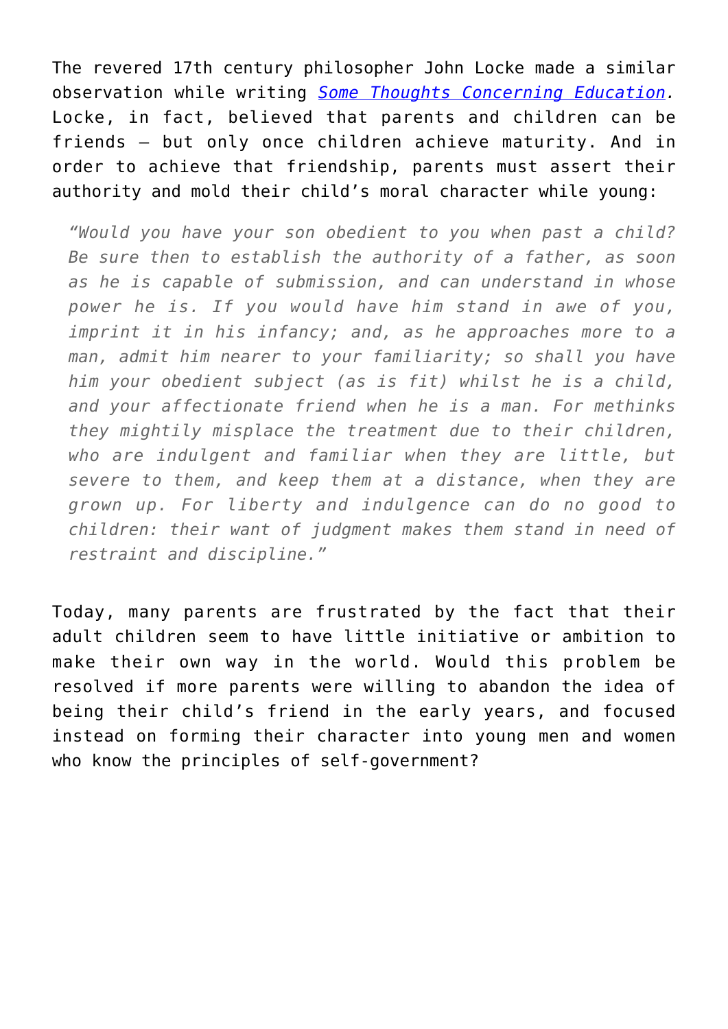The revered 17th century philosopher John Locke made a similar observation while writing [*Some Thoughts Concerning Education*](). Locke, in fact, believed that parents and children can be friends – but only once children achieve maturity. And in order to achieve that friendship, parents must assert their authority and mold their child's moral character while young:

> *"Would you have your son obedient to you when past a child? Be sure then to establish the authority of a father, as soon as he is capable of submission, and can understand in whose power he is. If you would have him stand in awe of you, imprint it in his infancy; and, as he approaches more to a man, admit him nearer to your familiarity; so shall you have him your obedient subject (as is fit) whilst he is a child, and your affectionate friend when he is a man. For methinks they mightily misplace the treatment due to their children, who are indulgent and familiar when they are little, but severe to them, and keep them at a distance, when they are grown up. For liberty and indulgence can do no good to children: their want of judgment makes them stand in need of restraint and discipline."*

Today, many parents are frustrated by the fact that their adult children seem to have little initiative or ambition to make their own way in the world. Would this problem be resolved if more parents were willing to abandon the idea of being their child's friend in the early years, and focused instead on forming their character into young men and women who know the principles of self-government?